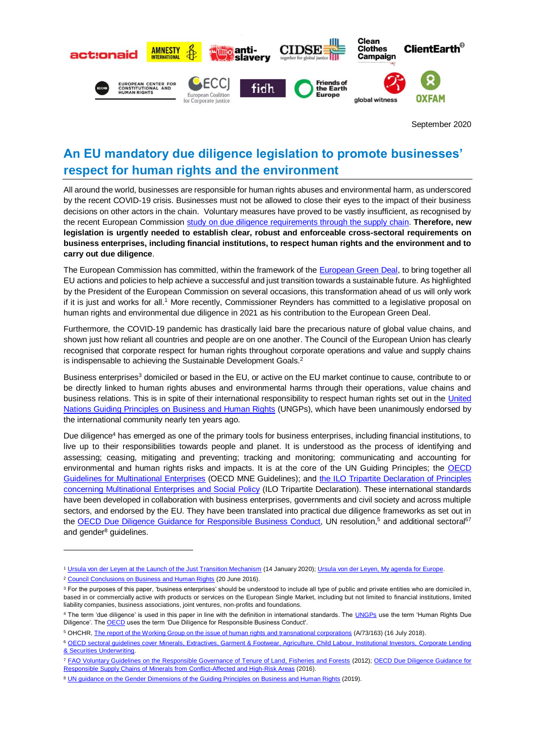September 2020

# An EU mandatory due diligence legislation to promote businesses' respect for human rights and the environment

All around the world, businesses are responsible for human rights abuses and environmental harm, as underscored by the recent COVID-19 crisis. Businesses must not be allowed to close their eyes to the impact of their business decisions on other actors in the chain. Voluntary measures have proved to be vastly insufficient, as recognised by the recent European Commission study on due diligence requirements through the supply chain. **Therefore, new legislation is urgently needed to establish clear, robust and enforceable cross-sectoral requirements on business enterprises, including financial institutions, to respect human rights and the environment and to carry out due diligence**.

The European Commission has committed, within the framework of the European Green Deal, to bring together all EU actions and policies to help achieve a successful and just transition towards a sustainable future. As highlighted by the President of the European Commission on several occasions, this transformation ahead of us will only work if it is just and works for all.[1] More recently, Commissioner Reynders has committed to a legislative proposal on human rights and environmental due diligence in 2021 as his contribution to the European Green Deal.

Furthermore, the COVID-19 pandemic has drastically laid bare the precarious nature of global value chains, and shown just how reliant all countries and people are on one another. The Council of the European Union has clearly recognised that corporate respect for human rights throughout corporate operations and value and supply chains is indispensable to achieving the Sustainable Development Goals.[2]

Business enterprises[3] domiciled or based in the EU, or active on the EU market continue to cause, contribute to or be directly linked to human rights abuses and environmental harms through their operations, value chains and business relations. This is in spite of their international responsibility to respect human rights set out in the United Nations Guiding Principles on Business and Human Rights (UNGPs), which have been unanimously endorsed by the international community nearly ten years ago.

Due diligence[4] has emerged as one of the primary tools for business enterprises, including financial institutions, to live up to their responsibilities towards people and planet. It is understood as the process of identifying and assessing; ceasing, mitigating and preventing; tracking and monitoring; communicating and accounting for environmental and human rights risks and impacts. It is at the core of the UN Guiding Principles; the OECD Guidelines for Multinational Enterprises (OECD MNE Guidelines); and the ILO Tripartite Declaration of Principles concerning Multinational Enterprises and Social Policy (ILO Tripartite Declaration). These international standards have been developed in collaboration with business enterprises, governments and civil society and across multiple sectors, and endorsed by the EU. They have been translated into practical due diligence frameworks as set out in the OECD Due Diligence Guidance for Responsible Business Conduct, UN resolution,[5] and additional sectoral[6][7] and gender[8] guidelines.

---

[1] Ursula von der Leyen at the Launch of the Just Transition Mechanism (14 January 2020); Ursula von der Leyen, My agenda for Europe.

[2] Council Conclusions on Business and Human Rights (20 June 2016).

[3] For the purposes of this paper, 'business enterprises' should be understood to include all type of public and private entities who are domiciled in, based in or commercially active with products or services on the European Single Market, including but not limited to financial institutions, limited liability companies, business associations, joint ventures, non-profits and foundations.

[4] The term 'due diligence' is used in this paper in line with the definition in international standards. The UNGPs use the term 'Human Rights Due Diligence'. The OECD uses the term 'Due Diligence for Responsible Business Conduct'.

[5] OHCHR, The report of the Working Group on the issue of human rights and transnational corporations (A/73/163) (16 July 2018).

[6] OECD sectoral guidelines cover Minerals, Extractives, Garment & Footwear, Agriculture, Child Labour, Institutional Investors, Corporate Lending & Securities Underwriting.

[7] FAO Voluntary Guidelines on the Responsible Governance of Tenure of Land, Fisheries and Forests (2012); OECD Due Diligence Guidance for Responsible Supply Chains of Minerals from Conflict-Affected and High-Risk Areas (2016).

[8] UN guidance on the Gender Dimensions of the Guiding Principles on Business and Human Rights (2019).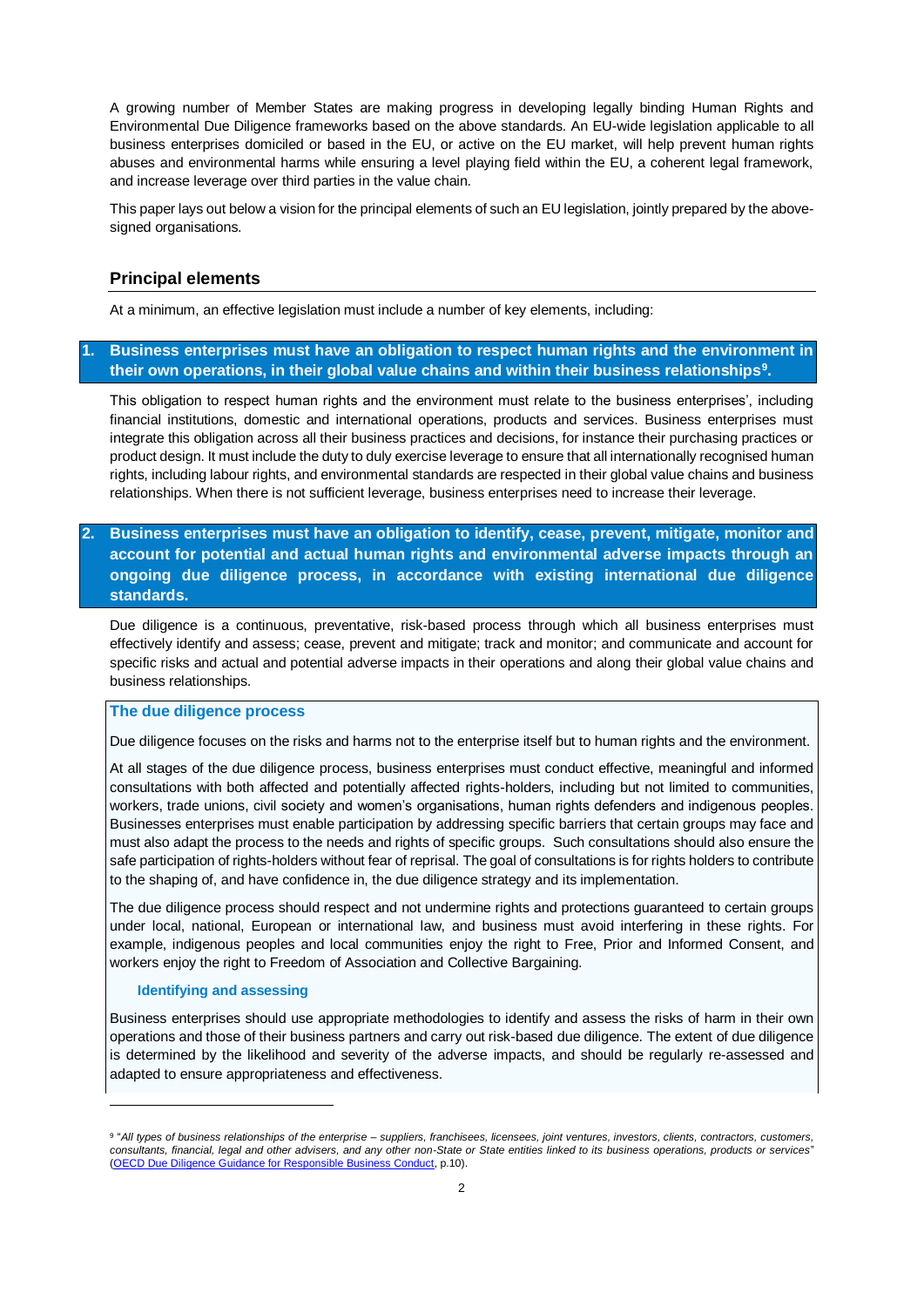A growing number of Member States are making progress in developing legally binding Human Rights and Environmental Due Diligence frameworks based on the above standards. An EU-wide legislation applicable to all business enterprises domiciled or based in the EU, or active on the EU market, will help prevent human rights abuses and environmental harms while ensuring a level playing field within the EU, a coherent legal framework, and increase leverage over third parties in the value chain.

This paper lays out below a vision for the principal elements of such an EU legislation, jointly prepared by the above-signed organisations.

## Principal elements

At a minimum, an effective legislation must include a number of key elements, including:

### 1. Business enterprises must have an obligation to respect human rights and the environment in their own operations, in their global value chains and within their business relationships[9].

This obligation to respect human rights and the environment must relate to the business enterprises', including financial institutions, domestic and international operations, products and services. Business enterprises must integrate this obligation across all their business practices and decisions, for instance their purchasing practices or product design. It must include the duty to duly exercise leverage to ensure that all internationally recognised human rights, including labour rights, and environmental standards are respected in their global value chains and business relationships. When there is not sufficient leverage, business enterprises need to increase their leverage.

### 2. Business enterprises must have an obligation to identify, cease, prevent, mitigate, monitor and account for potential and actual human rights and environmental adverse impacts through an ongoing due diligence process, in accordance with existing international due diligence standards.

Due diligence is a continuous, preventative, risk-based process through which all business enterprises must effectively identify and assess; cease, prevent and mitigate; track and monitor; and communicate and account for specific risks and actual and potential adverse impacts in their operations and along their global value chains and business relationships.

#### The due diligence process

Due diligence focuses on the risks and harms not to the enterprise itself but to human rights and the environment.

At all stages of the due diligence process, business enterprises must conduct effective, meaningful and informed consultations with both affected and potentially affected rights-holders, including but not limited to communities, workers, trade unions, civil society and women's organisations, human rights defenders and indigenous peoples. Businesses enterprises must enable participation by addressing specific barriers that certain groups may face and must also adapt the process to the needs and rights of specific groups. Such consultations should also ensure the safe participation of rights-holders without fear of reprisal. The goal of consultations is for rights holders to contribute to the shaping of, and have confidence in, the due diligence strategy and its implementation.

The due diligence process should respect and not undermine rights and protections guaranteed to certain groups under local, national, European or international law, and business must avoid interfering in these rights. For example, indigenous peoples and local communities enjoy the right to Free, Prior and Informed Consent, and workers enjoy the right to Freedom of Association and Collective Bargaining.

##### Identifying and assessing

Business enterprises should use appropriate methodologies to identify and assess the risks of harm in their own operations and those of their business partners and carry out risk-based due diligence. The extent of due diligence is determined by the likelihood and severity of the adverse impacts, and should be regularly re-assessed and adapted to ensure appropriateness and effectiveness.

---

[9] "*All types of business relationships of the enterprise – suppliers, franchisees, licensees, joint ventures, investors, clients, contractors, customers, consultants, financial, legal and other advisers, and any other non-State or State entities linked to its business operations, products or services*" ([OECD Due Diligence Guidance for Responsible Business Conduct](), p.10).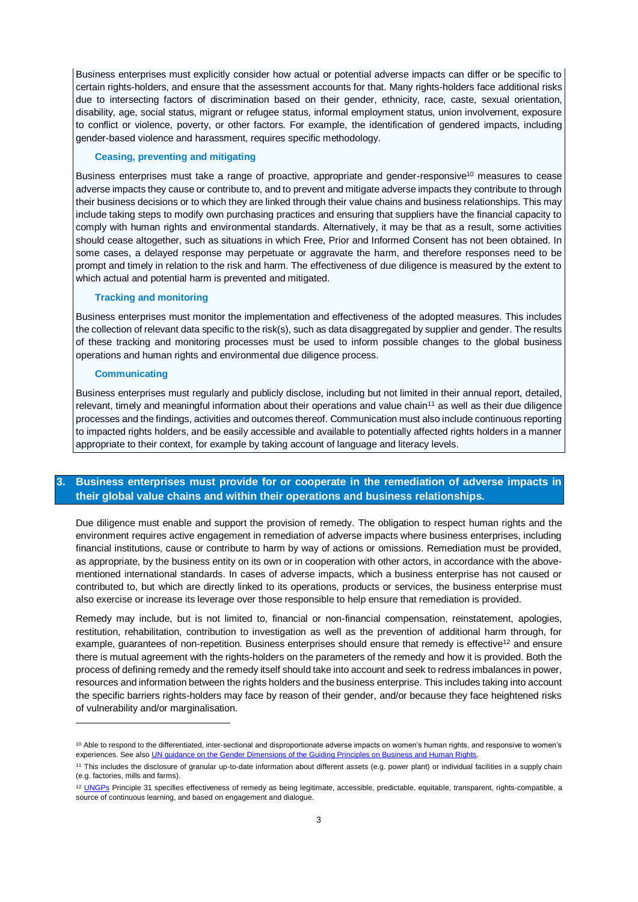Business enterprises must explicitly consider how actual or potential adverse impacts can differ or be specific to certain rights-holders, and ensure that the assessment accounts for that. Many rights-holders face additional risks due to intersecting factors of discrimination based on their gender, ethnicity, race, caste, sexual orientation, disability, age, social status, migrant or refugee status, informal employment status, union involvement, exposure to conflict or violence, poverty, or other factors. For example, the identification of gendered impacts, including gender-based violence and harassment, requires specific methodology.

#### Ceasing, preventing and mitigating

Business enterprises must take a range of proactive, appropriate and gender-responsive[10] measures to cease adverse impacts they cause or contribute to, and to prevent and mitigate adverse impacts they contribute to through their business decisions or to which they are linked through their value chains and business relationships. This may include taking steps to modify own purchasing practices and ensuring that suppliers have the financial capacity to comply with human rights and environmental standards. Alternatively, it may be that as a result, some activities should cease altogether, such as situations in which Free, Prior and Informed Consent has not been obtained. In some cases, a delayed response may perpetuate or aggravate the harm, and therefore responses need to be prompt and timely in relation to the risk and harm. The effectiveness of due diligence is measured by the extent to which actual and potential harm is prevented and mitigated.

#### Tracking and monitoring

Business enterprises must monitor the implementation and effectiveness of the adopted measures. This includes the collection of relevant data specific to the risk(s), such as data disaggregated by supplier and gender. The results of these tracking and monitoring processes must be used to inform possible changes to the global business operations and human rights and environmental due diligence process.

#### Communicating

Business enterprises must regularly and publicly disclose, including but not limited in their annual report, detailed, relevant, timely and meaningful information about their operations and value chain[11] as well as their due diligence processes and the findings, activities and outcomes thereof. Communication must also include continuous reporting to impacted rights holders, and be easily accessible and available to potentially affected rights holders in a manner appropriate to their context, for example by taking account of language and literacy levels.

## 3. Business enterprises must provide for or cooperate in the remediation of adverse impacts in their global value chains and within their operations and business relationships.

Due diligence must enable and support the provision of remedy. The obligation to respect human rights and the environment requires active engagement in remediation of adverse impacts where business enterprises, including financial institutions, cause or contribute to harm by way of actions or omissions. Remediation must be provided, as appropriate, by the business entity on its own or in cooperation with other actors, in accordance with the above-mentioned international standards. In cases of adverse impacts, which a business enterprise has not caused or contributed to, but which are directly linked to its operations, products or services, the business enterprise must also exercise or increase its leverage over those responsible to help ensure that remediation is provided.

Remedy may include, but is not limited to, financial or non-financial compensation, reinstatement, apologies, restitution, rehabilitation, contribution to investigation as well as the prevention of additional harm through, for example, guarantees of non-repetition. Business enterprises should ensure that remedy is effective[12] and ensure there is mutual agreement with the rights-holders on the parameters of the remedy and how it is provided. Both the process of defining remedy and the remedy itself should take into account and seek to redress imbalances in power, resources and information between the rights holders and the business enterprise. This includes taking into account the specific barriers rights-holders may face by reason of their gender, and/or because they face heightened risks of vulnerability and/or marginalisation.

---

[10] Able to respond to the differentiated, inter-sectional and disproportionate adverse impacts on women's human rights, and responsive to women's experiences. See also UN guidance on the Gender Dimensions of the Guiding Principles on Business and Human Rights.

[11] This includes the disclosure of granular up-to-date information about different assets (e.g. power plant) or individual facilities in a supply chain (e.g. factories, mills and farms).

[12] UNGPs Principle 31 specifies effectiveness of remedy as being legitimate, accessible, predictable, equitable, transparent, rights-compatible, a source of continuous learning, and based on engagement and dialogue.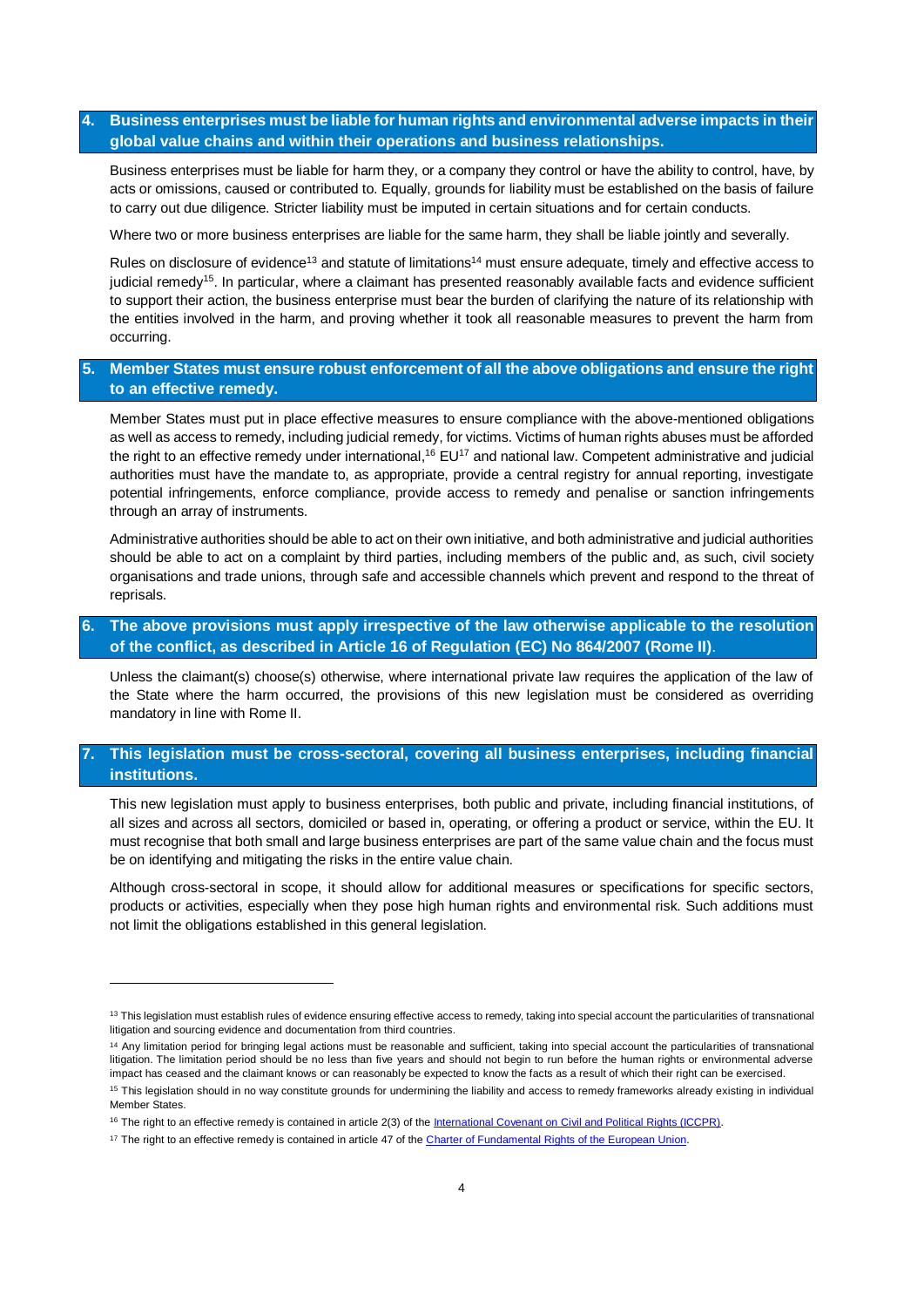## 4. Business enterprises must be liable for human rights and environmental adverse impacts in their global value chains and within their operations and business relationships.

Business enterprises must be liable for harm they, or a company they control or have the ability to control, have, by acts or omissions, caused or contributed to. Equally, grounds for liability must be established on the basis of failure to carry out due diligence. Stricter liability must be imputed in certain situations and for certain conducts.

Where two or more business enterprises are liable for the same harm, they shall be liable jointly and severally.

Rules on disclosure of evidence[13] and statute of limitations[14] must ensure adequate, timely and effective access to judicial remedy[15]. In particular, where a claimant has presented reasonably available facts and evidence sufficient to support their action, the business enterprise must bear the burden of clarifying the nature of its relationship with the entities involved in the harm, and proving whether it took all reasonable measures to prevent the harm from occurring.

## 5. Member States must ensure robust enforcement of all the above obligations and ensure the right to an effective remedy.

Member States must put in place effective measures to ensure compliance with the above-mentioned obligations as well as access to remedy, including judicial remedy, for victims. Victims of human rights abuses must be afforded the right to an effective remedy under international,[16] EU[17] and national law. Competent administrative and judicial authorities must have the mandate to, as appropriate, provide a central registry for annual reporting, investigate potential infringements, enforce compliance, provide access to remedy and penalise or sanction infringements through an array of instruments.

Administrative authorities should be able to act on their own initiative, and both administrative and judicial authorities should be able to act on a complaint by third parties, including members of the public and, as such, civil society organisations and trade unions, through safe and accessible channels which prevent and respond to the threat of reprisals.

## 6. The above provisions must apply irrespective of the law otherwise applicable to the resolution of the conflict, as described in Article 16 of Regulation (EC) No 864/2007 (Rome II).

Unless the claimant(s) choose(s) otherwise, where international private law requires the application of the law of the State where the harm occurred, the provisions of this new legislation must be considered as overriding mandatory in line with Rome II.

## 7. This legislation must be cross-sectoral, covering all business enterprises, including financial institutions.

This new legislation must apply to business enterprises, both public and private, including financial institutions, of all sizes and across all sectors, domiciled or based in, operating, or offering a product or service, within the EU. It must recognise that both small and large business enterprises are part of the same value chain and the focus must be on identifying and mitigating the risks in the entire value chain.

Although cross-sectoral in scope, it should allow for additional measures or specifications for specific sectors, products or activities, especially when they pose high human rights and environmental risk. Such additions must not limit the obligations established in this general legislation.

---

[13] This legislation must establish rules of evidence ensuring effective access to remedy, taking into special account the particularities of transnational litigation and sourcing evidence and documentation from third countries.

[14] Any limitation period for bringing legal actions must be reasonable and sufficient, taking into special account the particularities of transnational litigation. The limitation period should be no less than five years and should not begin to run before the human rights or environmental adverse impact has ceased and the claimant knows or can reasonably be expected to know the facts as a result of which their right can be exercised.

[15] This legislation should in no way constitute grounds for undermining the liability and access to remedy frameworks already existing in individual Member States.

[16] The right to an effective remedy is contained in article 2(3) of the International Covenant on Civil and Political Rights (ICCPR).

[17] The right to an effective remedy is contained in article 47 of the Charter of Fundamental Rights of the European Union.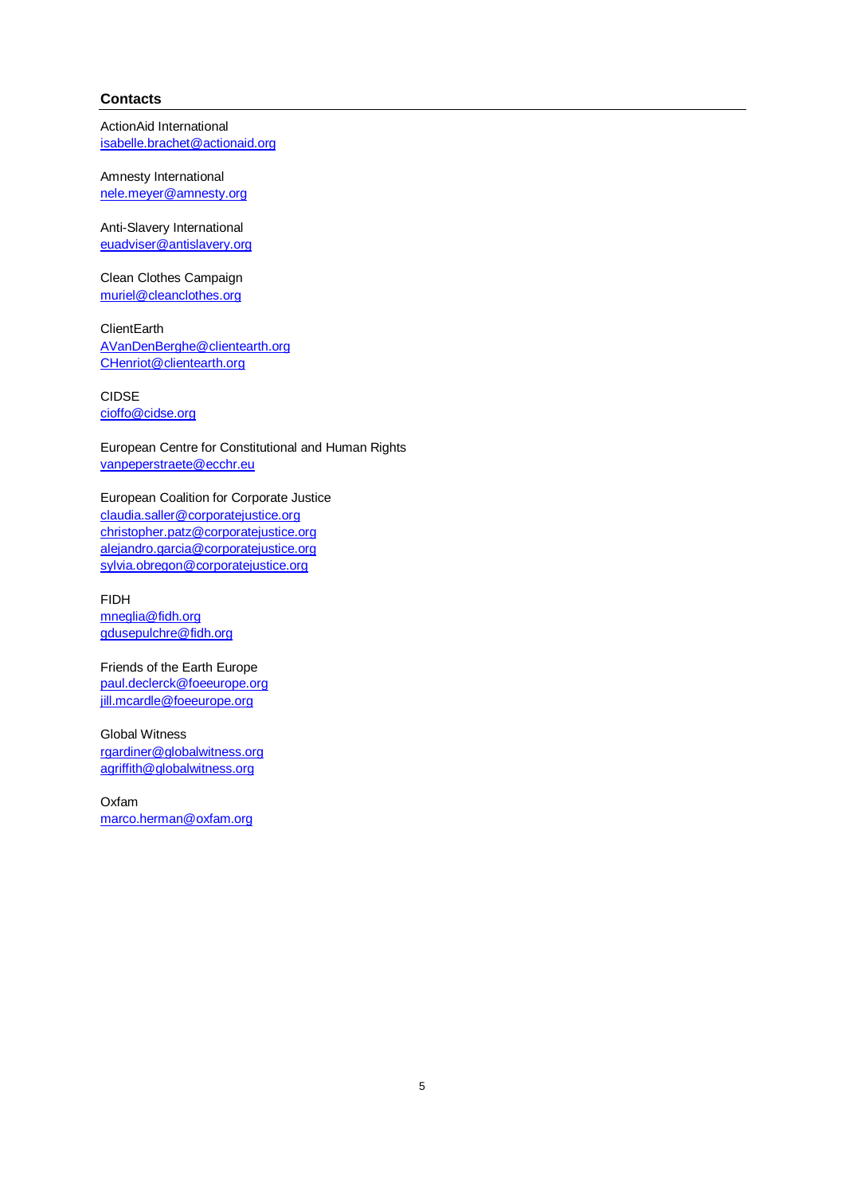## Contacts

ActionAid International
isabelle.brachet@actionaid.org

Amnesty International
nele.meyer@amnesty.org

Anti-Slavery International
euadviser@antislavery.org

Clean Clothes Campaign
muriel@cleanclothes.org

ClientEarth
AVanDenBerghe@clientearth.org
CHenriot@clientearth.org

CIDSE
cioffo@cidse.org

European Centre for Constitutional and Human Rights
vanpeperstraete@ecchr.eu

European Coalition for Corporate Justice
claudia.saller@corporatejustice.org
christopher.patz@corporatejustice.org
alejandro.garcia@corporatejustice.org
sylvia.obregon@corporatejustice.org

FIDH
mneglia@fidh.org
gdusepulchre@fidh.org

Friends of the Earth Europe
paul.declerck@foeeurope.org
jill.mcardle@foeeurope.org

Global Witness
rgardiner@globalwitness.org
agriffith@globalwitness.org

Oxfam
marco.herman@oxfam.org